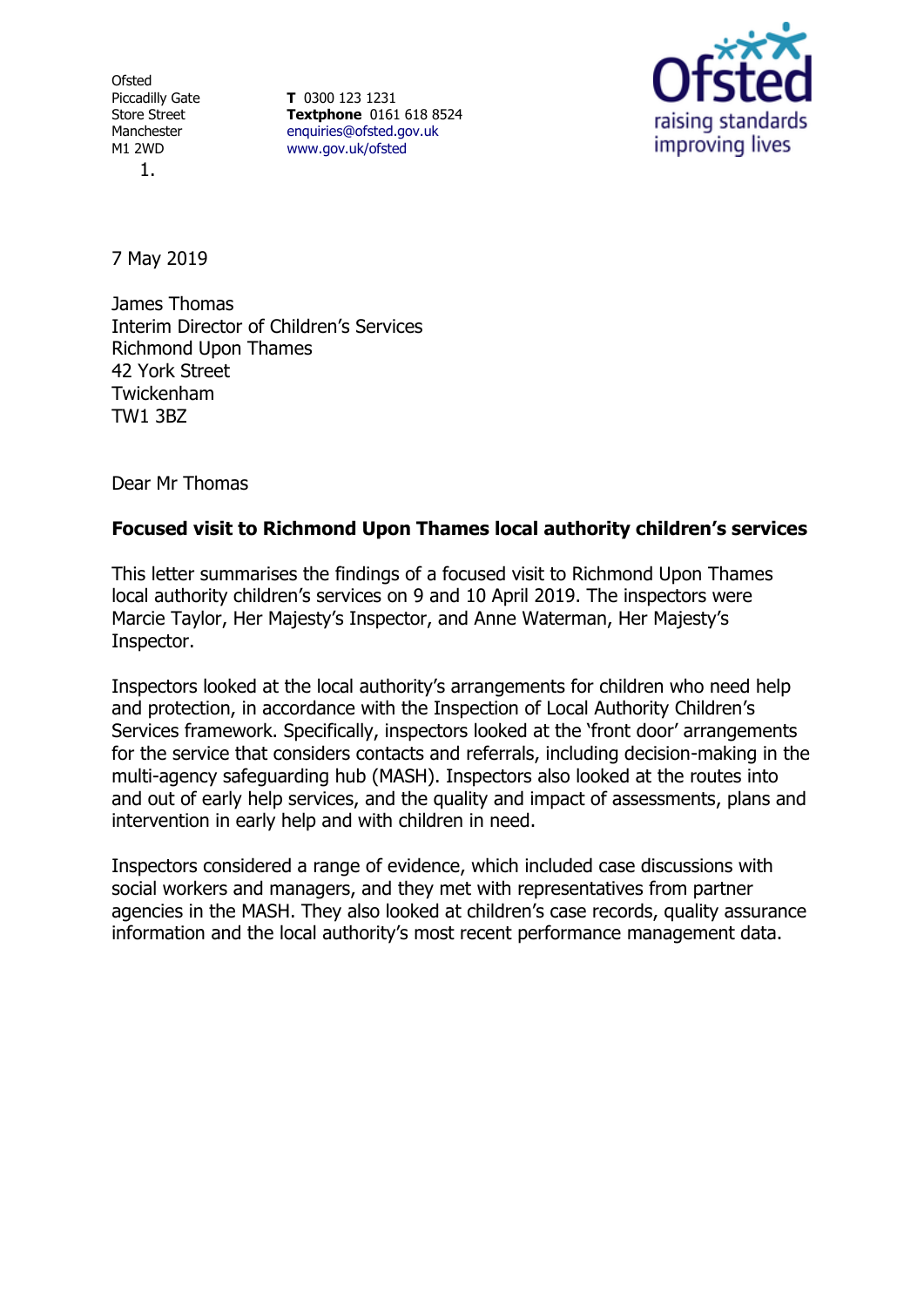Ofsted
Piccadilly Gate
Store Street
Manchester
M1 2WD

**T** 0300 123 1231
**Textphone** 0161 618 8524
enquiries@ofsted.gov.uk
www.gov.uk/ofsted

1.

7 May 2019

James Thomas
Interim Director of Children's Services
Richmond Upon Thames
42 York Street
Twickenham
TW1 3BZ

Dear Mr Thomas

**Focused visit to Richmond Upon Thames local authority children's services**

This letter summarises the findings of a focused visit to Richmond Upon Thames local authority children's services on 9 and 10 April 2019. The inspectors were Marcie Taylor, Her Majesty's Inspector, and Anne Waterman, Her Majesty's Inspector.

Inspectors looked at the local authority's arrangements for children who need help and protection, in accordance with the Inspection of Local Authority Children's Services framework. Specifically, inspectors looked at the 'front door' arrangements for the service that considers contacts and referrals, including decision-making in the multi-agency safeguarding hub (MASH). Inspectors also looked at the routes into and out of early help services, and the quality and impact of assessments, plans and intervention in early help and with children in need.

Inspectors considered a range of evidence, which included case discussions with social workers and managers, and they met with representatives from partner agencies in the MASH. They also looked at children's case records, quality assurance information and the local authority's most recent performance management data.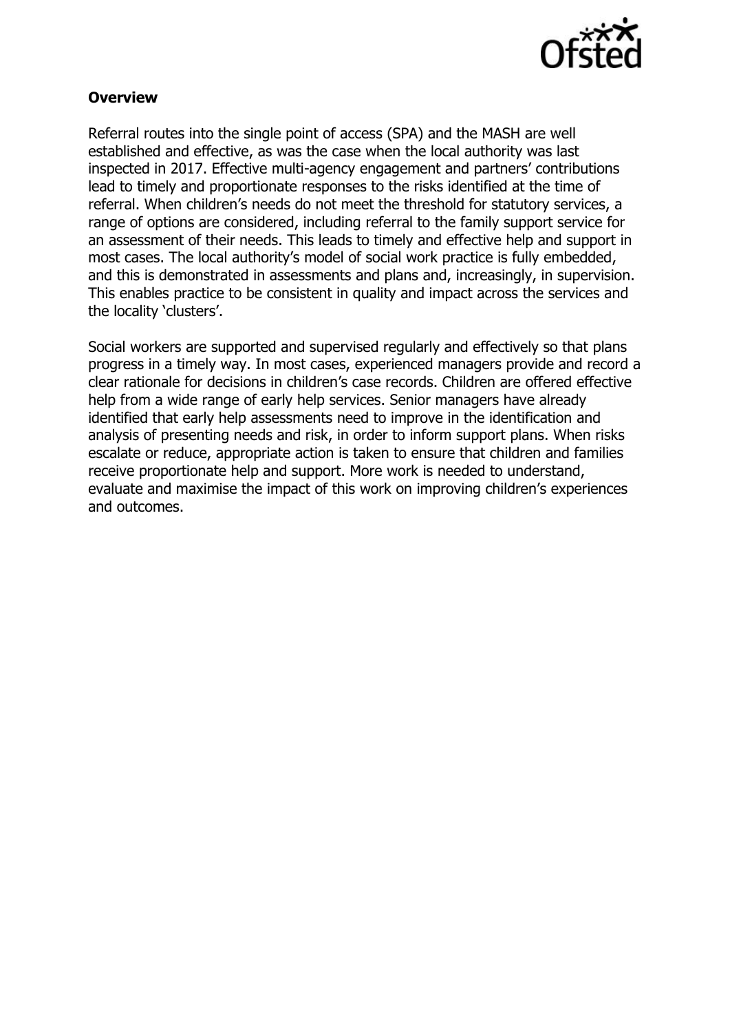**Overview**

Referral routes into the single point of access (SPA) and the MASH are well established and effective, as was the case when the local authority was last inspected in 2017. Effective multi-agency engagement and partners' contributions lead to timely and proportionate responses to the risks identified at the time of referral. When children's needs do not meet the threshold for statutory services, a range of options are considered, including referral to the family support service for an assessment of their needs. This leads to timely and effective help and support in most cases. The local authority's model of social work practice is fully embedded, and this is demonstrated in assessments and plans and, increasingly, in supervision. This enables practice to be consistent in quality and impact across the services and the locality 'clusters'.

Social workers are supported and supervised regularly and effectively so that plans progress in a timely way. In most cases, experienced managers provide and record a clear rationale for decisions in children's case records. Children are offered effective help from a wide range of early help services. Senior managers have already identified that early help assessments need to improve in the identification and analysis of presenting needs and risk, in order to inform support plans. When risks escalate or reduce, appropriate action is taken to ensure that children and families receive proportionate help and support. More work is needed to understand, evaluate and maximise the impact of this work on improving children's experiences and outcomes.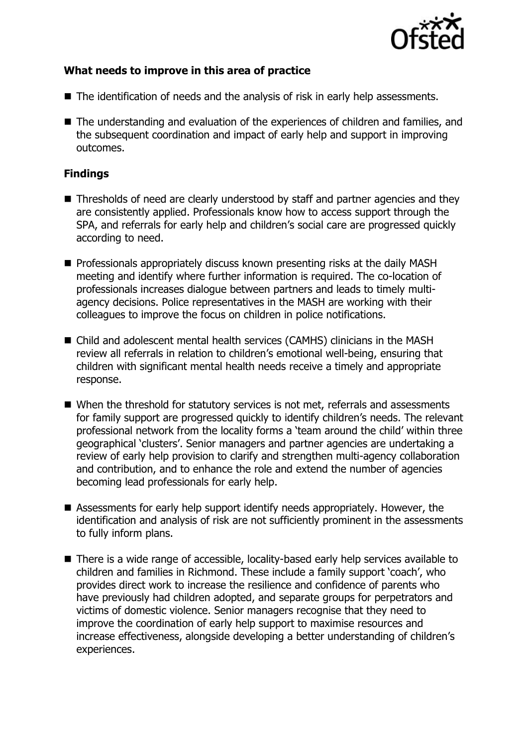**What needs to improve in this area of practice**

- The identification of needs and the analysis of risk in early help assessments.
- The understanding and evaluation of the experiences of children and families, and the subsequent coordination and impact of early help and support in improving outcomes.

**Findings**

- Thresholds of need are clearly understood by staff and partner agencies and they are consistently applied. Professionals know how to access support through the SPA, and referrals for early help and children's social care are progressed quickly according to need.
- Professionals appropriately discuss known presenting risks at the daily MASH meeting and identify where further information is required. The co-location of professionals increases dialogue between partners and leads to timely multi-agency decisions. Police representatives in the MASH are working with their colleagues to improve the focus on children in police notifications.
- Child and adolescent mental health services (CAMHS) clinicians in the MASH review all referrals in relation to children's emotional well-being, ensuring that children with significant mental health needs receive a timely and appropriate response.
- When the threshold for statutory services is not met, referrals and assessments for family support are progressed quickly to identify children's needs. The relevant professional network from the locality forms a 'team around the child' within three geographical 'clusters'. Senior managers and partner agencies are undertaking a review of early help provision to clarify and strengthen multi-agency collaboration and contribution, and to enhance the role and extend the number of agencies becoming lead professionals for early help.
- Assessments for early help support identify needs appropriately. However, the identification and analysis of risk are not sufficiently prominent in the assessments to fully inform plans.
- There is a wide range of accessible, locality-based early help services available to children and families in Richmond. These include a family support 'coach', who provides direct work to increase the resilience and confidence of parents who have previously had children adopted, and separate groups for perpetrators and victims of domestic violence. Senior managers recognise that they need to improve the coordination of early help support to maximise resources and increase effectiveness, alongside developing a better understanding of children's experiences.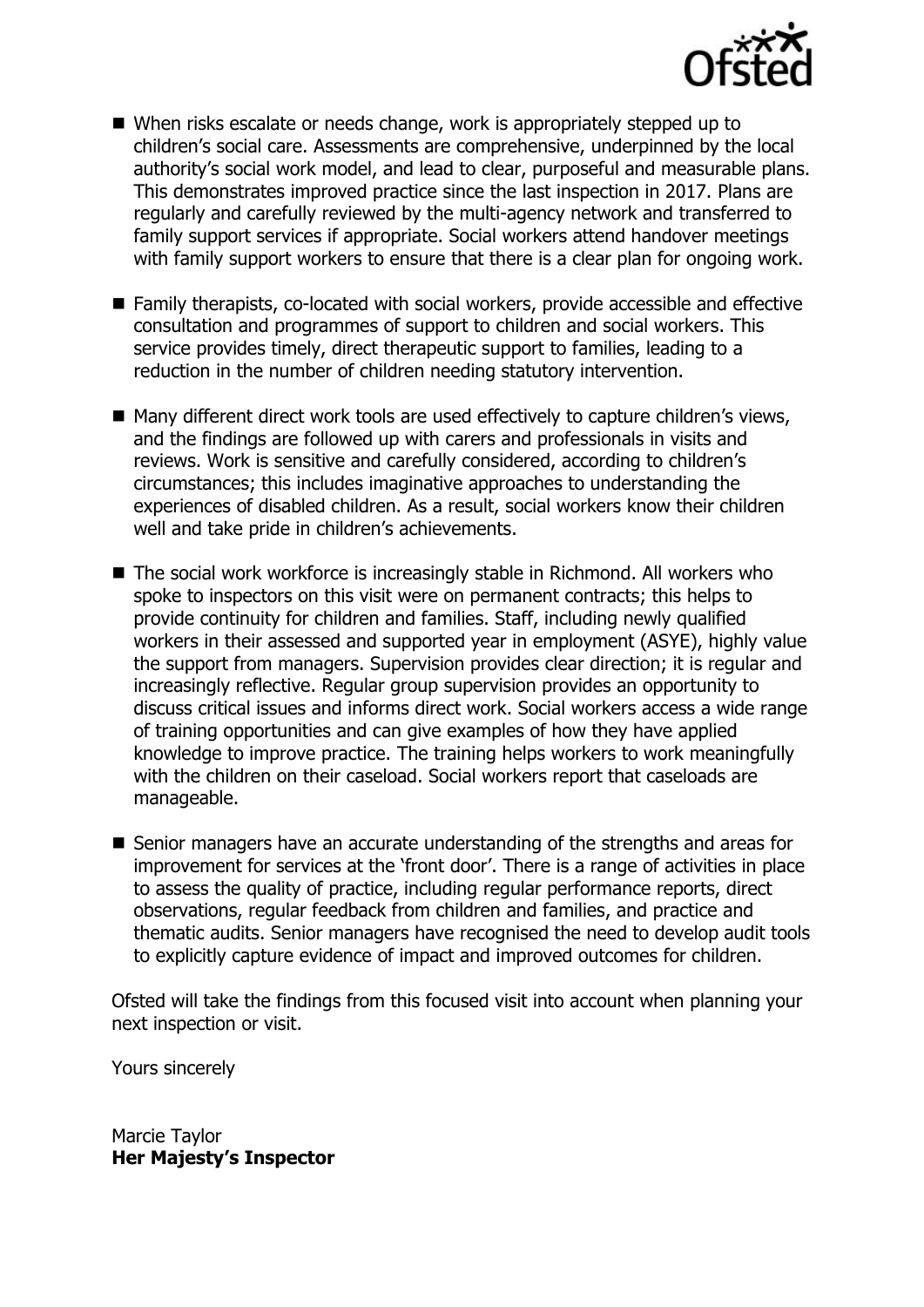- When risks escalate or needs change, work is appropriately stepped up to children's social care. Assessments are comprehensive, underpinned by the local authority's social work model, and lead to clear, purposeful and measurable plans. This demonstrates improved practice since the last inspection in 2017. Plans are regularly and carefully reviewed by the multi-agency network and transferred to family support services if appropriate. Social workers attend handover meetings with family support workers to ensure that there is a clear plan for ongoing work.

- Family therapists, co-located with social workers, provide accessible and effective consultation and programmes of support to children and social workers. This service provides timely, direct therapeutic support to families, leading to a reduction in the number of children needing statutory intervention.

- Many different direct work tools are used effectively to capture children's views, and the findings are followed up with carers and professionals in visits and reviews. Work is sensitive and carefully considered, according to children's circumstances; this includes imaginative approaches to understanding the experiences of disabled children. As a result, social workers know their children well and take pride in children's achievements.

- The social work workforce is increasingly stable in Richmond. All workers who spoke to inspectors on this visit were on permanent contracts; this helps to provide continuity for children and families. Staff, including newly qualified workers in their assessed and supported year in employment (ASYE), highly value the support from managers. Supervision provides clear direction; it is regular and increasingly reflective. Regular group supervision provides an opportunity to discuss critical issues and informs direct work. Social workers access a wide range of training opportunities and can give examples of how they have applied knowledge to improve practice. The training helps workers to work meaningfully with the children on their caseload. Social workers report that caseloads are manageable.

- Senior managers have an accurate understanding of the strengths and areas for improvement for services at the 'front door'. There is a range of activities in place to assess the quality of practice, including regular performance reports, direct observations, regular feedback from children and families, and practice and thematic audits. Senior managers have recognised the need to develop audit tools to explicitly capture evidence of impact and improved outcomes for children.

Ofsted will take the findings from this focused visit into account when planning your next inspection or visit.

Yours sincerely

Marcie Taylor
**Her Majesty's Inspector**